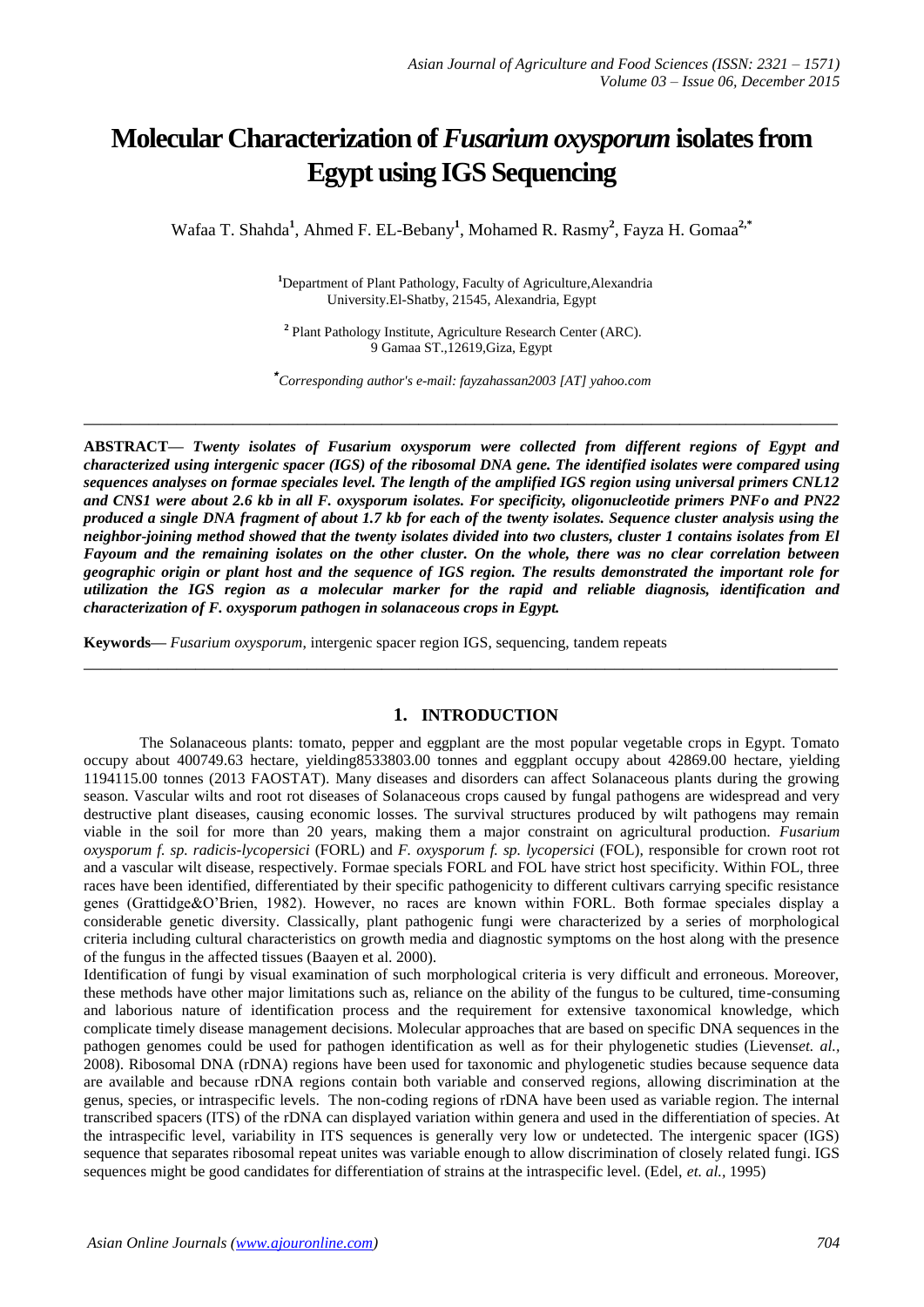# Molecular Characterization of *Fusarium oxysporum* isolates from Egypt using IGS Sequencing

Wafaa T. Shahda[1], Ahmed F. EL-Bebany[1], Mohamed R. Rasmy[2], Fayza H. Gomaa[2,*]

[1]Department of Plant Pathology, Faculty of Agriculture,Alexandria University.El-Shatby, 21545, Alexandria, Egypt

[2] Plant Pathology Institute, Agriculture Research Center (ARC). 9 Gamaa ST.,12619,Giza, Egypt

[*]*Corresponding author's e-mail: fayzahassan2003 [AT] yahoo.com*

---

**ABSTRACT—** ***Twenty isolates of Fusarium oxysporum were collected from different regions of Egypt and characterized using intergenic spacer (IGS) of the ribosomal DNA gene. The identified isolates were compared using sequences analyses on formae speciales level. The length of the amplified IGS region using universal primers CNL12 and CNS1 were about 2.6 kb in all F. oxysporum isolates. For specificity, oligonucleotide primers PNFo and PN22 produced a single DNA fragment of about 1.7 kb for each of the twenty isolates. Sequence cluster analysis using the neighbor-joining method showed that the twenty isolates divided into two clusters, cluster 1 contains isolates from El Fayoum and the remaining isolates on the other cluster. On the whole, there was no clear correlation between geographic origin or plant host and the sequence of IGS region. The results demonstrated the important role for utilization the IGS region as a molecular marker for the rapid and reliable diagnosis, identification and characterization of F. oxysporum pathogen in solanaceous crops in Egypt.***

**Keywords—** *Fusarium oxysporum*, intergenic spacer region IGS, sequencing, tandem repeats

---

## 1. INTRODUCTION

The Solanaceous plants: tomato, pepper and eggplant are the most popular vegetable crops in Egypt. Tomato occupy about 400749.63 hectare, yielding8533803.00 tonnes and eggplant occupy about 42869.00 hectare, yielding 1194115.00 tonnes (2013 FAOSTAT). Many diseases and disorders can affect Solanaceous plants during the growing season. Vascular wilts and root rot diseases of Solanaceous crops caused by fungal pathogens are widespread and very destructive plant diseases, causing economic losses. The survival structures produced by wilt pathogens may remain viable in the soil for more than 20 years, making them a major constraint on agricultural production. *Fusarium oxysporum f. sp. radicis-lycopersici* (FORL) and *F. oxysporum f. sp. lycopersici* (FOL), responsible for crown root rot and a vascular wilt disease, respectively. Formae specials FORL and FOL have strict host specificity. Within FOL, three races have been identified, differentiated by their specific pathogenicity to different cultivars carrying specific resistance genes (Grattidge&O'Brien, 1982). However, no races are known within FORL. Both formae speciales display a considerable genetic diversity. Classically, plant pathogenic fungi were characterized by a series of morphological criteria including cultural characteristics on growth media and diagnostic symptoms on the host along with the presence of the fungus in the affected tissues (Baayen et al. 2000).

Identification of fungi by visual examination of such morphological criteria is very difficult and erroneous. Moreover, these methods have other major limitations such as, reliance on the ability of the fungus to be cultured, time-consuming and laborious nature of identification process and the requirement for extensive taxonomical knowledge, which complicate timely disease management decisions. Molecular approaches that are based on specific DNA sequences in the pathogen genomes could be used for pathogen identification as well as for their phylogenetic studies (Lievens*et. al.*, 2008). Ribosomal DNA (rDNA) regions have been used for taxonomic and phylogenetic studies because sequence data are available and because rDNA regions contain both variable and conserved regions, allowing discrimination at the genus, species, or intraspecific levels. The non-coding regions of rDNA have been used as variable region. The internal transcribed spacers (ITS) of the rDNA can displayed variation within genera and used in the differentiation of species. At the intraspecific level, variability in ITS sequences is generally very low or undetected. The intergenic spacer (IGS) sequence that separates ribosomal repeat unites was variable enough to allow discrimination of closely related fungi. IGS sequences might be good candidates for differentiation of strains at the intraspecific level. (Edel, *et. al.*, 1995)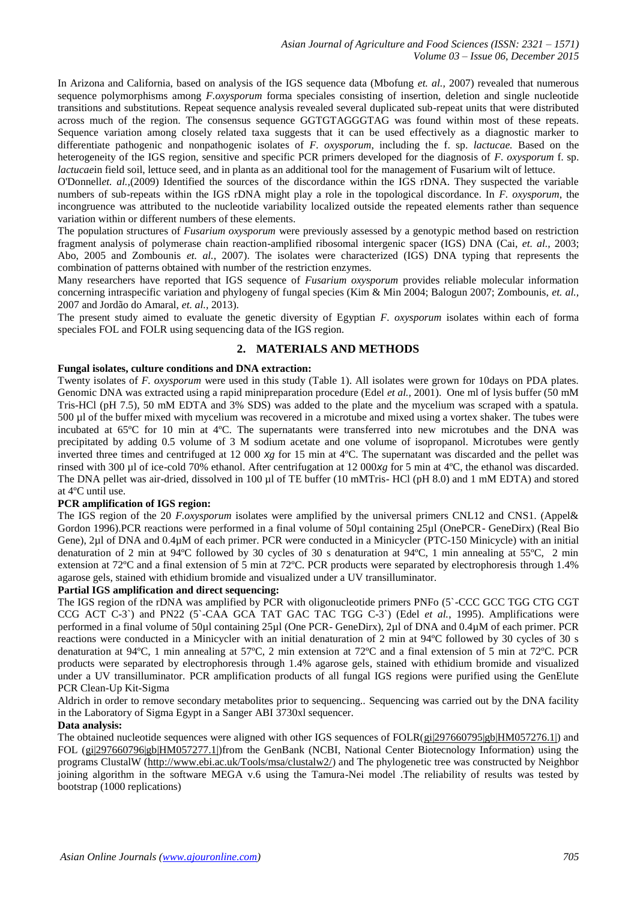In Arizona and California, based on analysis of the IGS sequence data (Mbofung *et. al.,* 2007) revealed that numerous sequence polymorphisms among *F.oxysporum* forma speciales consisting of insertion, deletion and single nucleotide transitions and substitutions. Repeat sequence analysis revealed several duplicated sub-repeat units that were distributed across much of the region. The consensus sequence GGTGTAGGGTAG was found within most of these repeats. Sequence variation among closely related taxa suggests that it can be used effectively as a diagnostic marker to differentiate pathogenic and nonpathogenic isolates of *F. oxysporum*, including the f. sp. *lactucae.* Based on the heterogeneity of the IGS region, sensitive and specific PCR primers developed for the diagnosis of *F. oxysporum* f. sp. *lactucae*in field soil, lettuce seed, and in planta as an additional tool for the management of Fusarium wilt of lettuce.

O'Donnell*et. al.,*(2009) Identified the sources of the discordance within the IGS rDNA. They suspected the variable numbers of sub-repeats within the IGS rDNA might play a role in the topological discordance. In *F. oxysporum*, the incongruence was attributed to the nucleotide variability localized outside the repeated elements rather than sequence variation within or different numbers of these elements.

The population structures of *Fusarium oxysporum* were previously assessed by a genotypic method based on restriction fragment analysis of polymerase chain reaction-amplified ribosomal intergenic spacer (IGS) DNA (Cai, *et. al.,* 2003; Abo, 2005 and Zombounis *et. al.,* 2007). The isolates were characterized (IGS) DNA typing that represents the combination of patterns obtained with number of the restriction enzymes.

Many researchers have reported that IGS sequence of *Fusarium oxysporum* provides reliable molecular information concerning intraspecific variation and phylogeny of fungal species (Kim & Min 2004; Balogun 2007; Zombounis, *et. al.,* 2007 and Jordão do Amaral, *et. al.,* 2013).

The present study aimed to evaluate the genetic diversity of Egyptian *F. oxysporum* isolates within each of forma speciales FOL and FOLR using sequencing data of the IGS region.

## 2. MATERIALS AND METHODS

**Fungal isolates, culture conditions and DNA extraction:**

Twenty isolates of *F. oxysporum* were used in this study (Table 1). All isolates were grown for 10days on PDA plates. Genomic DNA was extracted using a rapid minipreparation procedure (Edel *et al.*, 2001). One ml of lysis buffer (50 mM Tris-HCl (pH 7.5), 50 mM EDTA and 3% SDS) was added to the plate and the mycelium was scraped with a spatula. 500 µl of the buffer mixed with mycelium was recovered in a microtube and mixed using a vortex shaker. The tubes were incubated at 65ºC for 10 min at 4ºC. The supernatants were transferred into new microtubes and the DNA was precipitated by adding 0.5 volume of 3 M sodium acetate and one volume of isopropanol. Microtubes were gently inverted three times and centrifuged at 12 000 *xg* for 15 min at 4ºC. The supernatant was discarded and the pellet was rinsed with 300 µl of ice-cold 70% ethanol. After centrifugation at 12 000*xg* for 5 min at 4ºC, the ethanol was discarded. The DNA pellet was air-dried, dissolved in 100 µl of TE buffer (10 mMTris- HCl (pH 8.0) and 1 mM EDTA) and stored at 4ºC until use.

**PCR amplification of IGS region:**

The IGS region of the 20 *F.oxysporum* isolates were amplified by the universal primers CNL12 and CNS1. (Appel& Gordon 1996).PCR reactions were performed in a final volume of 50µl containing 25µl (OnePCR- GeneDirx) (Real Bio Gene), 2µl of DNA and 0.4µM of each primer. PCR were conducted in a Minicycler (PTC-150 Minicycle) with an initial denaturation of 2 min at 94ºC followed by 30 cycles of 30 s denaturation at 94ºC, 1 min annealing at 55ºC, 2 min extension at 72ºC and a final extension of 5 min at 72ºC. PCR products were separated by electrophoresis through 1.4% agarose gels, stained with ethidium bromide and visualized under a UV transilluminator.

**Partial IGS amplification and direct sequencing:**

The IGS region of the rDNA was amplified by PCR with oligonucleotide primers PNFo (5`-CCC GCC TGG CTG CGT CCG ACT C-3`) and PN22 (5`-CAA GCA TAT GAC TAC TGG C-3`) (Edel *et al.*, 1995). Amplifications were performed in a final volume of 50µl containing 25µl (One PCR- GeneDirx), 2µl of DNA and 0.4µM of each primer. PCR reactions were conducted in a Minicycler with an initial denaturation of 2 min at 94ºC followed by 30 cycles of 30 s denaturation at 94ºC, 1 min annealing at 57ºC, 2 min extension at 72ºC and a final extension of 5 min at 72ºC. PCR products were separated by electrophoresis through 1.4% agarose gels, stained with ethidium bromide and visualized under a UV transilluminator. PCR amplification products of all fungal IGS regions were purified using the GenElute PCR Clean-Up Kit-Sigma

Aldrich in order to remove secondary metabolites prior to sequencing.. Sequencing was carried out by the DNA facility in the Laboratory of Sigma Egypt in a Sanger ABI 3730xl sequencer.

**Data analysis:**

The obtained nucleotide sequences were aligned with other IGS sequences of FOLR(gi|297660795|gb|HM057276.1|) and FOL (gi|297660796|gb|HM057277.1|)from the GenBank (NCBI, National Center Biotecnology Information) using the programs ClustalW (http://www.ebi.ac.uk/Tools/msa/clustalw2/) and The phylogenetic tree was constructed by Neighbor joining algorithm in the software MEGA v.6 using the Tamura-Nei model .The reliability of results was tested by bootstrap (1000 replications)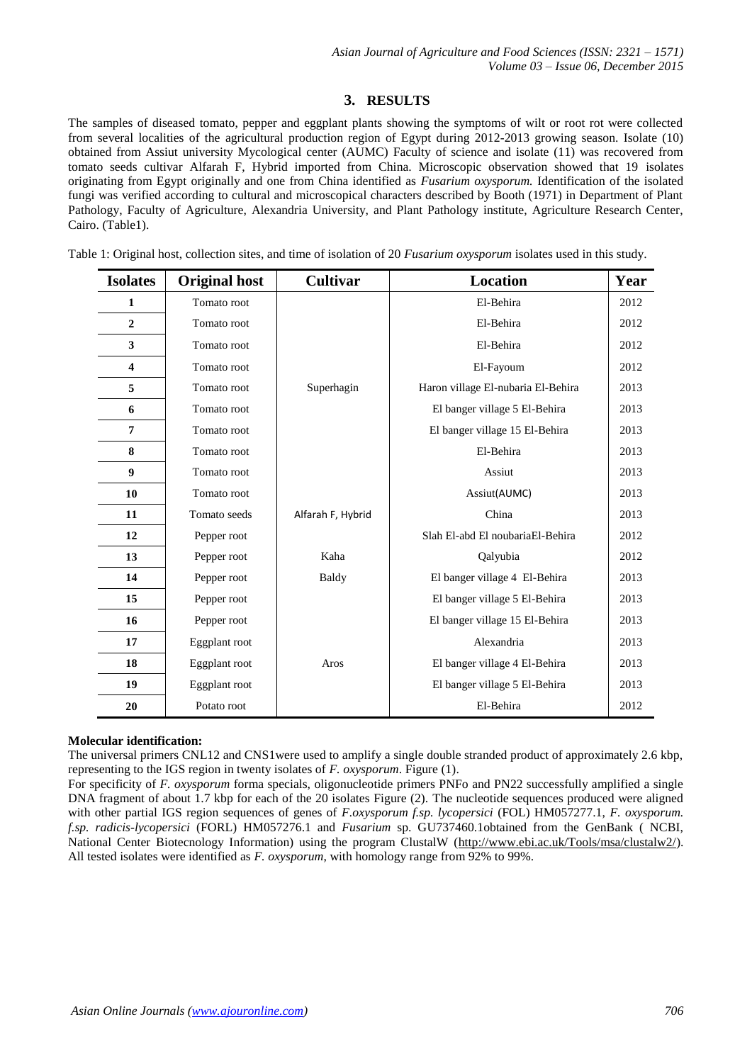## 3. RESULTS

The samples of diseased tomato, pepper and eggplant plants showing the symptoms of wilt or root rot were collected from several localities of the agricultural production region of Egypt during 2012-2013 growing season. Isolate (10) obtained from Assiut university Mycological center (AUMC) Faculty of science and isolate (11) was recovered from tomato seeds cultivar Alfarah F, Hybrid imported from China. Microscopic observation showed that 19 isolates originating from Egypt originally and one from China identified as *Fusarium oxysporum.* Identification of the isolated fungi was verified according to cultural and microscopical characters described by Booth (1971) in Department of Plant Pathology, Faculty of Agriculture, Alexandria University, and Plant Pathology institute, Agriculture Research Center, Cairo. (Table1).

Table 1: Original host, collection sites, and time of isolation of 20 *Fusarium oxysporum* isolates used in this study.

| Isolates | Original host | Cultivar | Location | Year |
|---|---|---|---|---|
| 1 | Tomato root | | El-Behira | 2012 |
| 2 | Tomato root | | El-Behira | 2012 |
| 3 | Tomato root | | El-Behira | 2012 |
| 4 | Tomato root | | El-Fayoum | 2012 |
| 5 | Tomato root | Superhagin | Haron village El-nubaria El-Behira | 2013 |
| 6 | Tomato root | | El banger village 5 El-Behira | 2013 |
| 7 | Tomato root | | El banger village 15 El-Behira | 2013 |
| 8 | Tomato root | | El-Behira | 2013 |
| 9 | Tomato root | | Assiut | 2013 |
| 10 | Tomato root | | Assiut(AUMC) | 2013 |
| 11 | Tomato seeds | Alfarah F, Hybrid | China | 2013 |
| 12 | Pepper root | | Slah El-abd El noubariaEl-Behira | 2012 |
| 13 | Pepper root | Kaha | Qalyubia | 2012 |
| 14 | Pepper root | Baldy | El banger village 4 El-Behira | 2013 |
| 15 | Pepper root | | El banger village 5 El-Behira | 2013 |
| 16 | Pepper root | | El banger village 15 El-Behira | 2013 |
| 17 | Eggplant root | | Alexandria | 2013 |
| 18 | Eggplant root | Aros | El banger village 4 El-Behira | 2013 |
| 19 | Eggplant root | | El banger village 5 El-Behira | 2013 |
| 20 | Potato root | | El-Behira | 2012 |

**Molecular identification:**

The universal primers CNL12 and CNS1were used to amplify a single double stranded product of approximately 2.6 kbp, representing to the IGS region in twenty isolates of *F. oxysporum*. Figure (1).

For specificity of *F. oxysporum* forma specials, oligonucleotide primers PNFo and PN22 successfully amplified a single DNA fragment of about 1.7 kbp for each of the 20 isolates Figure (2). The nucleotide sequences produced were aligned with other partial IGS region sequences of genes of *F.oxysporum f.sp. lycopersici* (FOL) HM057277.1, *F. oxysporum. f.sp. radicis-lycopersici* (FORL) HM057276.1 and *Fusarium* sp. GU737460.1obtained from the GenBank ( NCBI, National Center Biotecnology Information) using the program ClustalW (http://www.ebi.ac.uk/Tools/msa/clustalw2/). All tested isolates were identified as *F. oxysporum*, with homology range from 92% to 99%.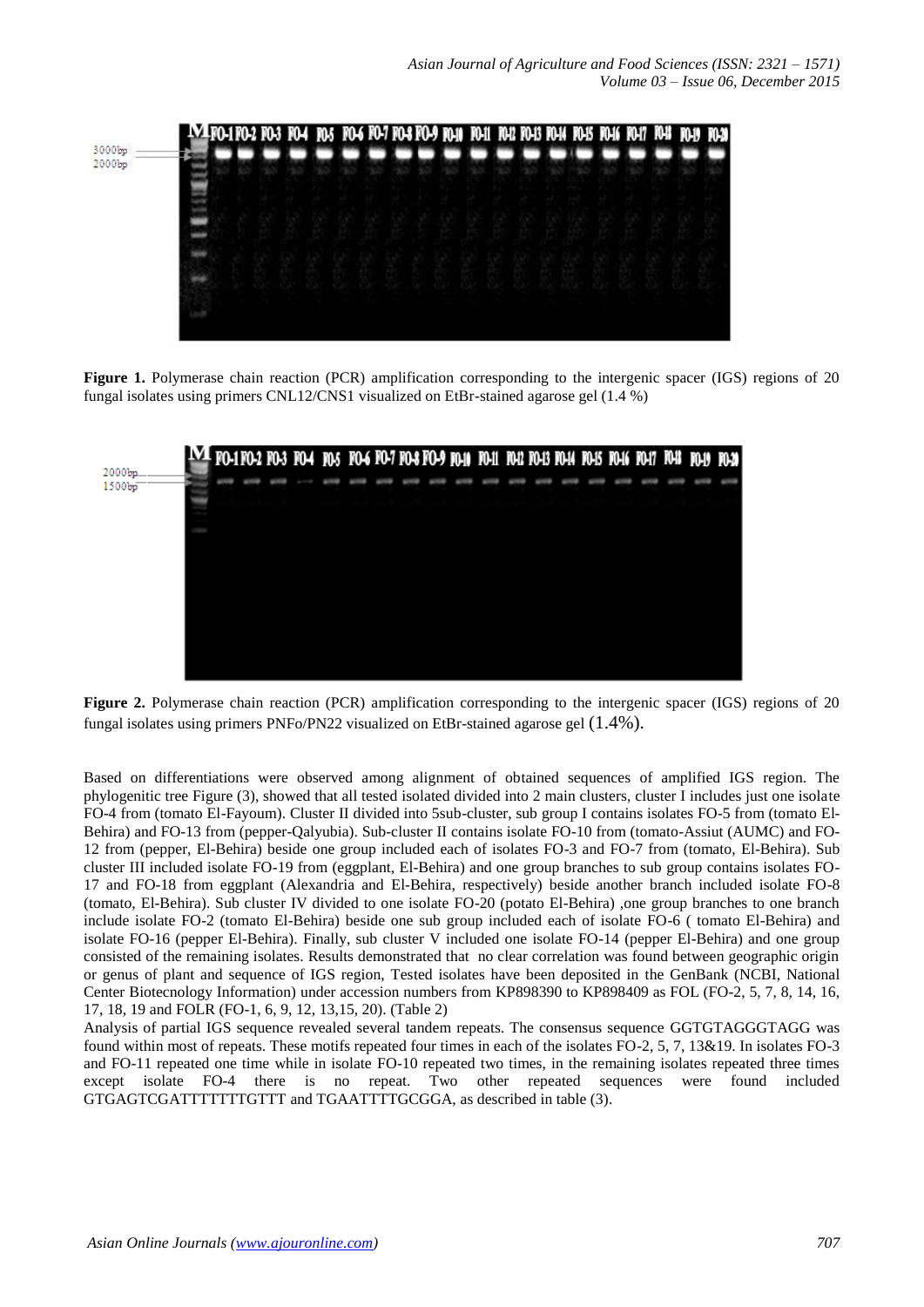**Figure 1.** Polymerase chain reaction (PCR) amplification corresponding to the intergenic spacer (IGS) regions of 20 fungal isolates using primers CNL12/CNS1 visualized on EtBr-stained agarose gel (1.4 %)

**Figure 2.** Polymerase chain reaction (PCR) amplification corresponding to the intergenic spacer (IGS) regions of 20 fungal isolates using primers PNFo/PN22 visualized on EtBr-stained agarose gel (1.4%).

Based on differentiations were observed among alignment of obtained sequences of amplified IGS region. The phylogenitic tree Figure (3), showed that all tested isolated divided into 2 main clusters, cluster I includes just one isolate FO-4 from (tomato El-Fayoum). Cluster II divided into 5sub-cluster, sub group I contains isolates FO-5 from (tomato El-Behira) and FO-13 from (pepper-Qalyubia). Sub-cluster II contains isolate FO-10 from (tomato-Assiut (AUMC) and FO-12 from (pepper, El-Behira) beside one group included each of isolates FO-3 and FO-7 from (tomato, El-Behira). Sub cluster III included isolate FO-19 from (eggplant, El-Behira) and one group branches to sub group contains isolates FO-17 and FO-18 from eggplant (Alexandria and El-Behira, respectively) beside another branch included isolate FO-8 (tomato, El-Behira). Sub cluster IV divided to one isolate FO-20 (potato El-Behira) ,one group branches to one branch include isolate FO-2 (tomato El-Behira) beside one sub group included each of isolate FO-6 ( tomato El-Behira) and isolate FO-16 (pepper El-Behira). Finally, sub cluster V included one isolate FO-14 (pepper El-Behira) and one group consisted of the remaining isolates. Results demonstrated that no clear correlation was found between geographic origin or genus of plant and sequence of IGS region, Tested isolates have been deposited in the GenBank (NCBI, National Center Biotecnology Information) under accession numbers from KP898390 to KP898409 as FOL (FO-2, 5, 7, 8, 14, 16, 17, 18, 19 and FOLR (FO-1, 6, 9, 12, 13,15, 20). (Table 2)

Analysis of partial IGS sequence revealed several tandem repeats. The consensus sequence GGTGTAGGGTAGG was found within most of repeats. These motifs repeated four times in each of the isolates FO-2, 5, 7, 13&19. In isolates FO-3 and FO-11 repeated one time while in isolate FO-10 repeated two times, in the remaining isolates repeated three times except isolate FO-4 there is no repeat. Two other repeated sequences were found included GTGAGTCGATTTTTTTGTTT and TGAATTTTGCGGA, as described in table (3).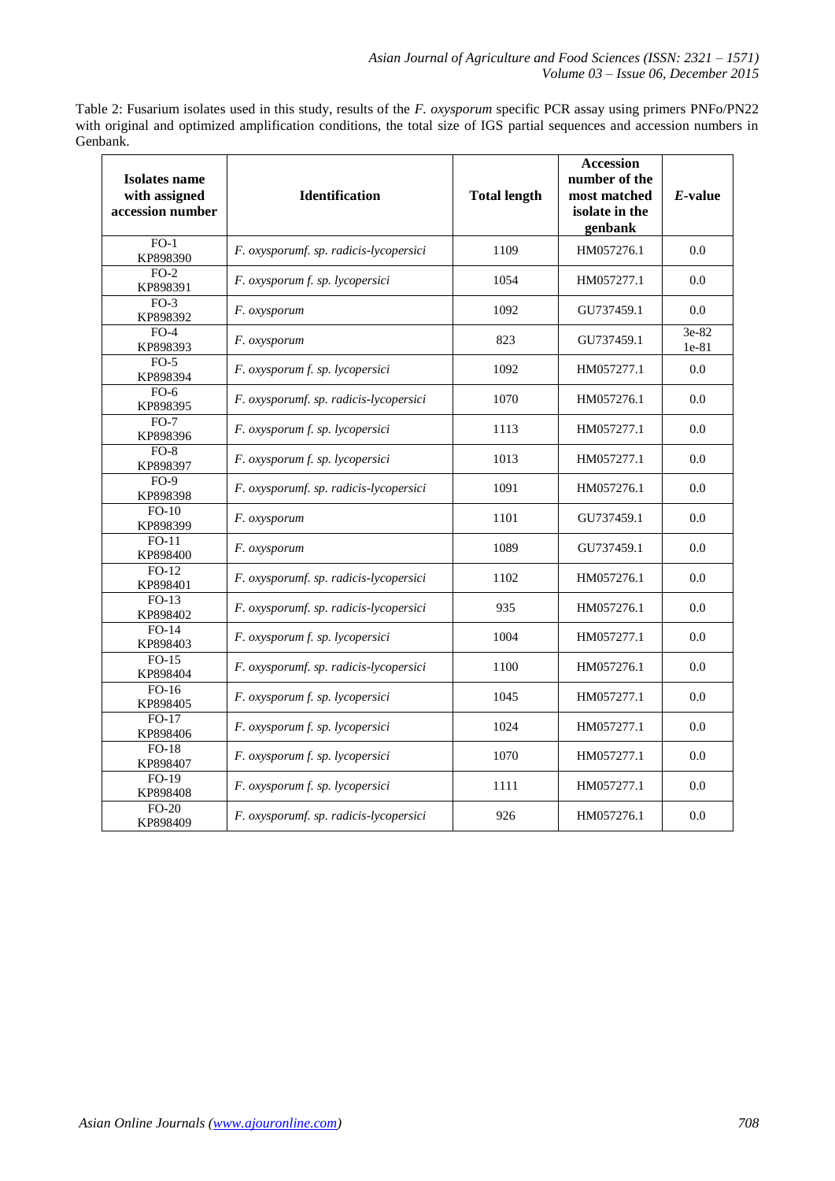Table 2: Fusarium isolates used in this study, results of the *F. oxysporum* specific PCR assay using primers PNFo/PN22 with original and optimized amplification conditions, the total size of IGS partial sequences and accession numbers in Genbank.

| Isolates name with assigned accession number | Identification | Total length | Accession number of the most matched isolate in the genbank | *E*-value |
|---|---|---|---|---|
| FO-1 KP898390 | *F. oxysporumf. sp. radicis-lycopersici* | 1109 | HM057276.1 | 0.0 |
| FO-2 KP898391 | *F. oxysporum f. sp. lycopersici* | 1054 | HM057277.1 | 0.0 |
| FO-3 KP898392 | *F. oxysporum* | 1092 | GU737459.1 | 0.0 |
| FO-4 KP898393 | *F. oxysporum* | 823 | GU737459.1 | 3e-82 1e-81 |
| FO-5 KP898394 | *F. oxysporum f. sp. lycopersici* | 1092 | HM057277.1 | 0.0 |
| FO-6 KP898395 | *F. oxysporumf. sp. radicis-lycopersici* | 1070 | HM057276.1 | 0.0 |
| FO-7 KP898396 | *F. oxysporum f. sp. lycopersici* | 1113 | HM057277.1 | 0.0 |
| FO-8 KP898397 | *F. oxysporum f. sp. lycopersici* | 1013 | HM057277.1 | 0.0 |
| FO-9 KP898398 | *F. oxysporumf. sp. radicis-lycopersici* | 1091 | HM057276.1 | 0.0 |
| FO-10 KP898399 | *F. oxysporum* | 1101 | GU737459.1 | 0.0 |
| FO-11 KP898400 | *F. oxysporum* | 1089 | GU737459.1 | 0.0 |
| FO-12 KP898401 | *F. oxysporumf. sp. radicis-lycopersici* | 1102 | HM057276.1 | 0.0 |
| FO-13 KP898402 | *F. oxysporumf. sp. radicis-lycopersici* | 935 | HM057276.1 | 0.0 |
| FO-14 KP898403 | *F. oxysporum f. sp. lycopersici* | 1004 | HM057277.1 | 0.0 |
| FO-15 KP898404 | *F. oxysporumf. sp. radicis-lycopersici* | 1100 | HM057276.1 | 0.0 |
| FO-16 KP898405 | *F. oxysporum f. sp. lycopersici* | 1045 | HM057277.1 | 0.0 |
| FO-17 KP898406 | *F. oxysporum f. sp. lycopersici* | 1024 | HM057277.1 | 0.0 |
| FO-18 KP898407 | *F. oxysporum f. sp. lycopersici* | 1070 | HM057277.1 | 0.0 |
| FO-19 KP898408 | *F. oxysporum f. sp. lycopersici* | 1111 | HM057277.1 | 0.0 |
| FO-20 KP898409 | *F. oxysporumf. sp. radicis-lycopersici* | 926 | HM057276.1 | 0.0 |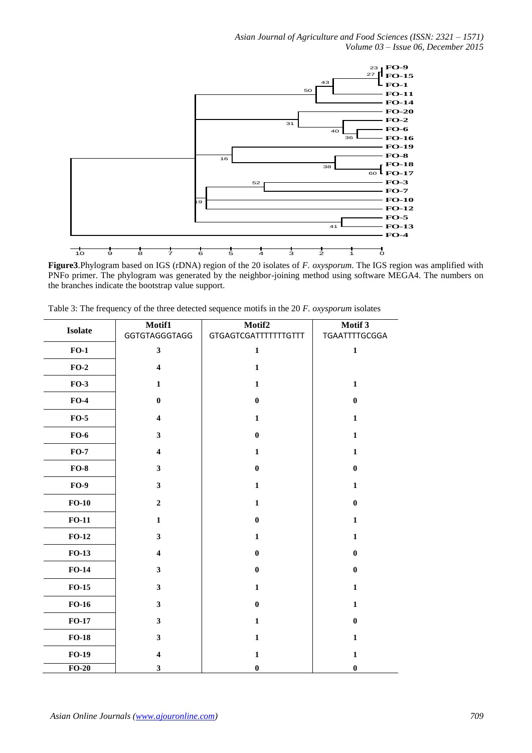**Figure3**.Phylogram based on IGS (rDNA) region of the 20 isolates of *F. oxysporum*. The IGS region was amplified with PNFo primer. The phylogram was generated by the neighbor-joining method using software MEGA4. The numbers on the branches indicate the bootstrap value support.

Table 3: The frequency of the three detected sequence motifs in the 20 *F. oxysporum* isolates

| Isolate | Motif1 GGTGTAGGGTAGG | Motif2 GTGAGTCGATTTTTTTGTTT | Motif 3 TGAATTTTGCGGA |
|---|---|---|---|
| **FO-1** | **3** | **1** | **1** |
| **FO-2** | **4** | **1** | |
| **FO-3** | **1** | **1** | **1** |
| **FO-4** | **0** | **0** | **0** |
| **FO-5** | **4** | **1** | **1** |
| **FO-6** | **3** | **0** | **1** |
| **FO-7** | **4** | **1** | **1** |
| **FO-8** | **3** | **0** | **0** |
| **FO-9** | **3** | **1** | **1** |
| **FO-10** | **2** | **1** | **0** |
| **FO-11** | **1** | **0** | **1** |
| **FO-12** | **3** | **1** | **1** |
| **FO-13** | **4** | **0** | **0** |
| **FO-14** | **3** | **0** | **0** |
| **FO-15** | **3** | **1** | **1** |
| **FO-16** | **3** | **0** | **1** |
| **FO-17** | **3** | **1** | **0** |
| **FO-18** | **3** | **1** | **1** |
| **FO-19** | **4** | **1** | **1** |
| **FO-20** | **3** | **0** | **0** |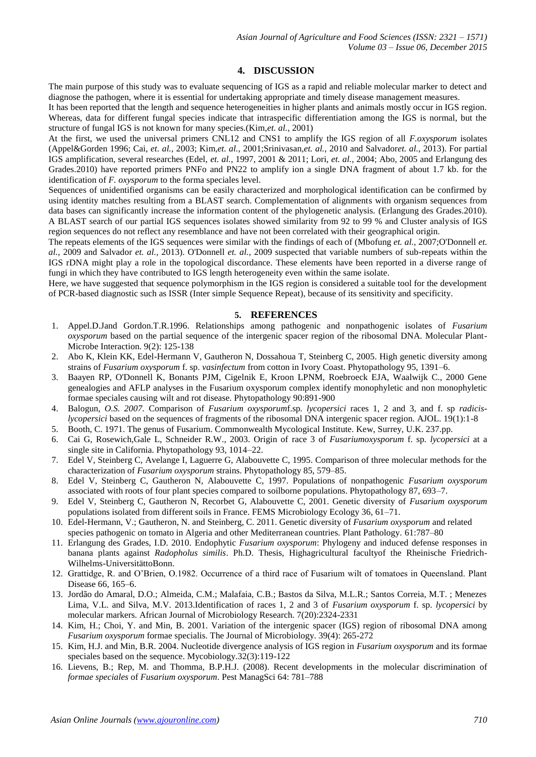## 4. DISCUSSION

The main purpose of this study was to evaluate sequencing of IGS as a rapid and reliable molecular marker to detect and diagnose the pathogen, where it is essential for undertaking appropriate and timely disease management measures.

It has been reported that the length and sequence heterogeneities in higher plants and animals mostly occur in IGS region. Whereas, data for different fungal species indicate that intraspecific differentiation among the IGS is normal, but the structure of fungal IGS is not known for many species.(Kim,*et. al.,* 2001)

At the first, we used the universal primers CNL12 and CNS1 to amplify the IGS region of all *F.oxysporum* isolates (Appel&Gorden 1996; Cai, *et. al.,* 2003; Kim,*et. al.,* 2001;Srinivasan,*et. al.,* 2010 and Salvador*et. al.,* 2013). For partial IGS amplification, several researches (Edel, *et. al.,* 1997, 2001 & 2011; Lori, *et. al.,* 2004; Abo, 2005 and Erlangung des Grades.2010) have reported primers PNFo and PN22 to amplify ion a single DNA fragment of about 1.7 kb. for the identification of *F. oxysporum* to the forma speciales level.

Sequences of unidentified organisms can be easily characterized and morphological identification can be confirmed by using identity matches resulting from a BLAST search. Complementation of alignments with organism sequences from data bases can significantly increase the information content of the phylogenetic analysis. (Erlangung des Grades.2010).

A BLAST search of our partial IGS sequences isolates showed similarity from 92 to 99 % and Cluster analysis of IGS region sequences do not reflect any resemblance and have not been correlated with their geographical origin.

The repeats elements of the IGS sequences were similar with the findings of each of (Mbofung *et. al.,* 2007;O'Donnell *et. al.,* 2009 and Salvador *et. al.,* 2013). O'Donnell *et. al.,* 2009 suspected that variable numbers of sub-repeats within the IGS rDNA might play a role in the topological discordance. These elements have been reported in a diverse range of fungi in which they have contributed to IGS length heterogeneity even within the same isolate.

Here, we have suggested that sequence polymorphism in the IGS region is considered a suitable tool for the development of PCR-based diagnostic such as ISSR (Inter simple Sequence Repeat), because of its sensitivity and specificity.

## 5. REFERENCES

1. Appel.D.Jand Gordon.T.R.1996. Relationships among pathogenic and nonpathogenic isolates of *Fusarium oxysporum* based on the partial sequence of the intergenic spacer region of the ribosomal DNA. Molecular Plant-Microbe Interaction. 9(2): 125-138
2. Abo K, Klein KK, Edel-Hermann V, Gautheron N, Dossahoua T, Steinberg C, 2005. High genetic diversity among strains of *Fusarium oxysporum* f. sp. *vasinfectum* from cotton in Ivory Coast. Phytopathology 95, 1391–6.
3. Baayen RP, O'Donnell K, Bonants PJM, Cigelnik E, Kroon LPNM, Roebroeck EJA, Waalwijk C., 2000 Gene genealogies and AFLP analyses in the Fusarium oxysporum complex identify monophyletic and non monophyletic formae speciales causing wilt and rot disease. Phytopathology 90:891-900
4. Balogun, *O.S. 2007.* Comparison of *Fusarium oxysporum*f.sp*. lycopersici* races 1, 2 and 3, and f. sp *radicis-lycopersici* based on the sequences of fragments of the ribosomal DNA intergenic spacer region. AJOL. 19(1):1-8
5. Booth, C. 1971. The genus of Fusarium. Commonwealth Mycological Institute. Kew, Surrey, U.K. 237.pp.
6. Cai G, Rosewich,Gale L, Schneider R.W., 2003. Origin of race 3 of *Fusariumoxysporum* f. sp. *lycopersici* at a single site in California. Phytopathology 93, 1014–22.
7. Edel V, Steinberg C, Avelange I, Laguerre G, Alabouvette C, 1995. Comparison of three molecular methods for the characterization of *Fusarium oxysporum* strains. Phytopathology 85, 579–85.
8. Edel V, Steinberg C, Gautheron N, Alabouvette C, 1997. Populations of nonpathogenic *Fusarium oxysporum* associated with roots of four plant species compared to soilborne populations. Phytopathology 87, 693–7.
9. Edel V, Steinberg C, Gautheron N, Recorbet G, Alabouvette C, 2001. Genetic diversity of *Fusarium oxysporum* populations isolated from different soils in France. FEMS Microbiology Ecology 36, 61–71.
10. Edel-Hermann, V.; Gautheron, N. and Steinberg, C. 2011. Genetic diversity of *Fusarium oxysporum* and related species pathogenic on tomato in Algeria and other Mediterranean countries. Plant Pathology. 61:787–80
11. Erlangung des Grades, I.D. 2010. Endophytic *Fusarium oxysporum*: Phylogeny and induced defense responses in banana plants against *Radopholus similis*. Ph.D. Thesis, Highagricultural facultyof the Rheinische Friedrich-Wilhelms-UniversitättoBonn.
12. Grattidge, R. and O'Brien, O.1982. Occurrence of a third race of Fusarium wilt of tomatoes in Queensland. Plant Disease 66, 165–6.
13. Jordão do Amaral, D.O.; Almeida, C.M.; Malafaia, C.B.; Bastos da Silva, M.L.R.; Santos Correia, M.T. ; Menezes Lima, V.L. and Silva, M.V. 2013.Identification of races 1, 2 and 3 of *Fusarium oxysporum* f. sp. *lycopersici* by molecular markers. African Journal of Microbiology Research. 7(20):2324-2331
14. Kim, H.; Choi, Y. and Min, B. 2001. Variation of the intergenic spacer (IGS) region of ribosomal DNA among *Fusarium oxysporum* formae specialis. The Journal of Microbiology. 39(4): 265-272
15. Kim, H.J. and Min, B.R. 2004. Nucleotide divergence analysis of IGS region in *Fusarium oxysporum* and its formae speciales based on the sequence. Mycobiology.32(3):119-122
16. Lievens, B.; Rep, M. and Thomma, B.P.H.J. (2008). Recent developments in the molecular discrimination of *formae speciales* of *Fusarium oxysporum*. Pest ManagSci 64: 781–788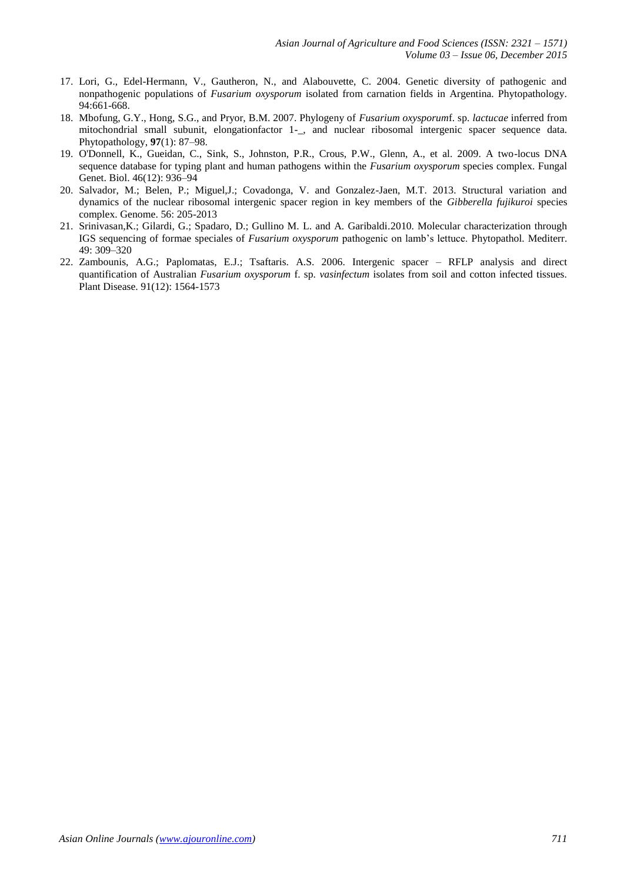17. Lori, G., Edel-Hermann, V., Gautheron, N., and Alabouvette, C. 2004. Genetic diversity of pathogenic and nonpathogenic populations of *Fusarium oxysporum* isolated from carnation fields in Argentina. Phytopathology. 94:661-668.
18. Mbofung, G.Y., Hong, S.G., and Pryor, B.M. 2007. Phylogeny of *Fusarium oxysporum*f. sp. *lactucae* inferred from mitochondrial small subunit, elongationfactor 1-_, and nuclear ribosomal intergenic spacer sequence data. Phytopathology, **97**(1): 87–98.
19. O'Donnell, K., Gueidan, C., Sink, S., Johnston, P.R., Crous, P.W., Glenn, A., et al. 2009. A two-locus DNA sequence database for typing plant and human pathogens within the *Fusarium oxysporum* species complex. Fungal Genet. Biol. 46(12): 936–94
20. Salvador, M.; Belen, P.; Miguel,J.; Covadonga, V. and Gonzalez-Jaen, M.T. 2013. Structural variation and dynamics of the nuclear ribosomal intergenic spacer region in key members of the *Gibberella fujikuroi* species complex. Genome. 56: 205-2013
21. Srinivasan,K.; Gilardi, G.; Spadaro, D.; Gullino M. L. and A. Garibaldi.2010. Molecular characterization through IGS sequencing of formae speciales of *Fusarium oxysporum* pathogenic on lamb's lettuce. Phytopathol. Mediterr. 49: 309–320
22. Zambounis, A.G.; Paplomatas, E.J.; Tsaftaris. A.S. 2006. Intergenic spacer – RFLP analysis and direct quantification of Australian *Fusarium oxysporum* f. sp. *vasinfectum* isolates from soil and cotton infected tissues. Plant Disease. 91(12): 1564-1573